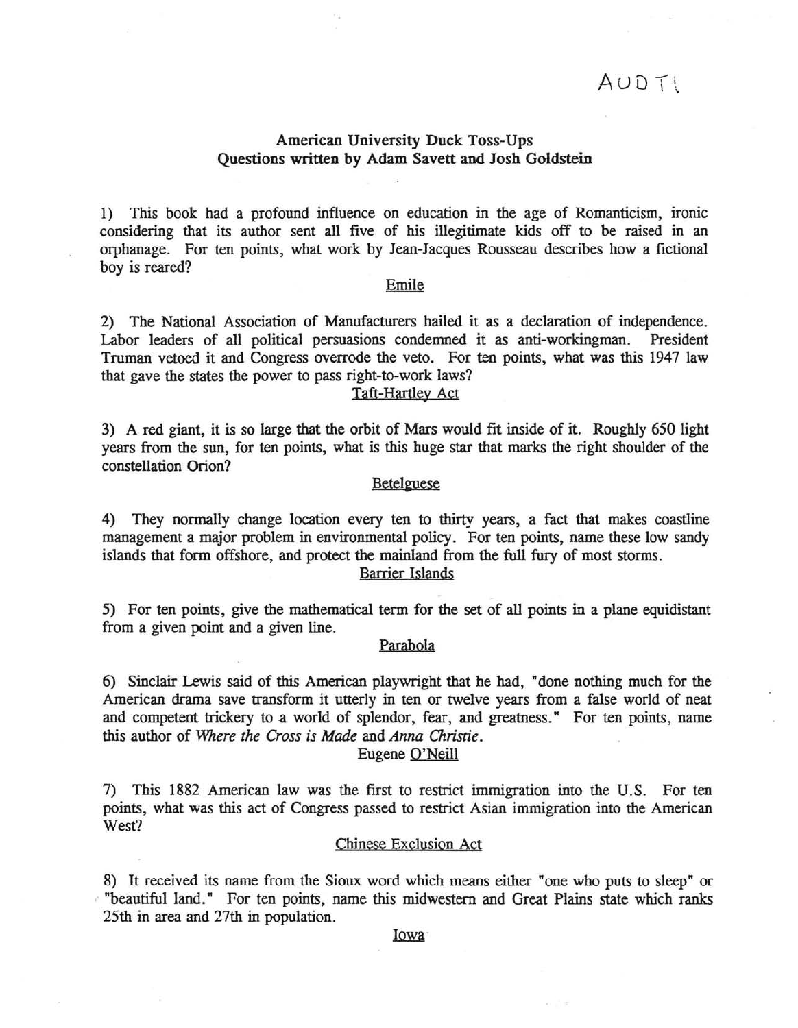AUDT1

## American University Duck Toss-Ups
### Questions written by Adam Savett and Josh Goldstein

1) This book had a profound influence on education in the age of Romanticism, ironic considering that its author sent all five of his illegitimate kids off to be raised in an orphanage. For ten points, what work by Jean-Jacques Rousseau describes how a fictional boy is reared?

Emile

2) The National Association of Manufacturers hailed it as a declaration of independence. Labor leaders of all political persuasions condemned it as anti-workingman. President Truman vetoed it and Congress overrode the veto. For ten points, what was this 1947 law that gave the states the power to pass right-to-work laws?

Taft-Hartley Act

3) A red giant, it is so large that the orbit of Mars would fit inside of it. Roughly 650 light years from the sun, for ten points, what is this huge star that marks the right shoulder of the constellation Orion?

Betelguese

4) They normally change location every ten to thirty years, a fact that makes coastline management a major problem in environmental policy. For ten points, name these low sandy islands that form offshore, and protect the mainland from the full fury of most storms.

Barrier Islands

5) For ten points, give the mathematical term for the set of all points in a plane equidistant from a given point and a given line.

Parabola

6) Sinclair Lewis said of this American playwright that he had, "done nothing much for the American drama save transform it utterly in ten or twelve years from a false world of neat and competent trickery to a world of splendor, fear, and greatness." For ten points, name this author of *Where the Cross is Made* and *Anna Christie*.

Eugene O'Neill

7) This 1882 American law was the first to restrict immigration into the U.S. For ten points, what was this act of Congress passed to restrict Asian immigration into the American West?

Chinese Exclusion Act

8) It received its name from the Sioux word which means either "one who puts to sleep" or "beautiful land." For ten points, name this midwestern and Great Plains state which ranks 25th in area and 27th in population.

Iowa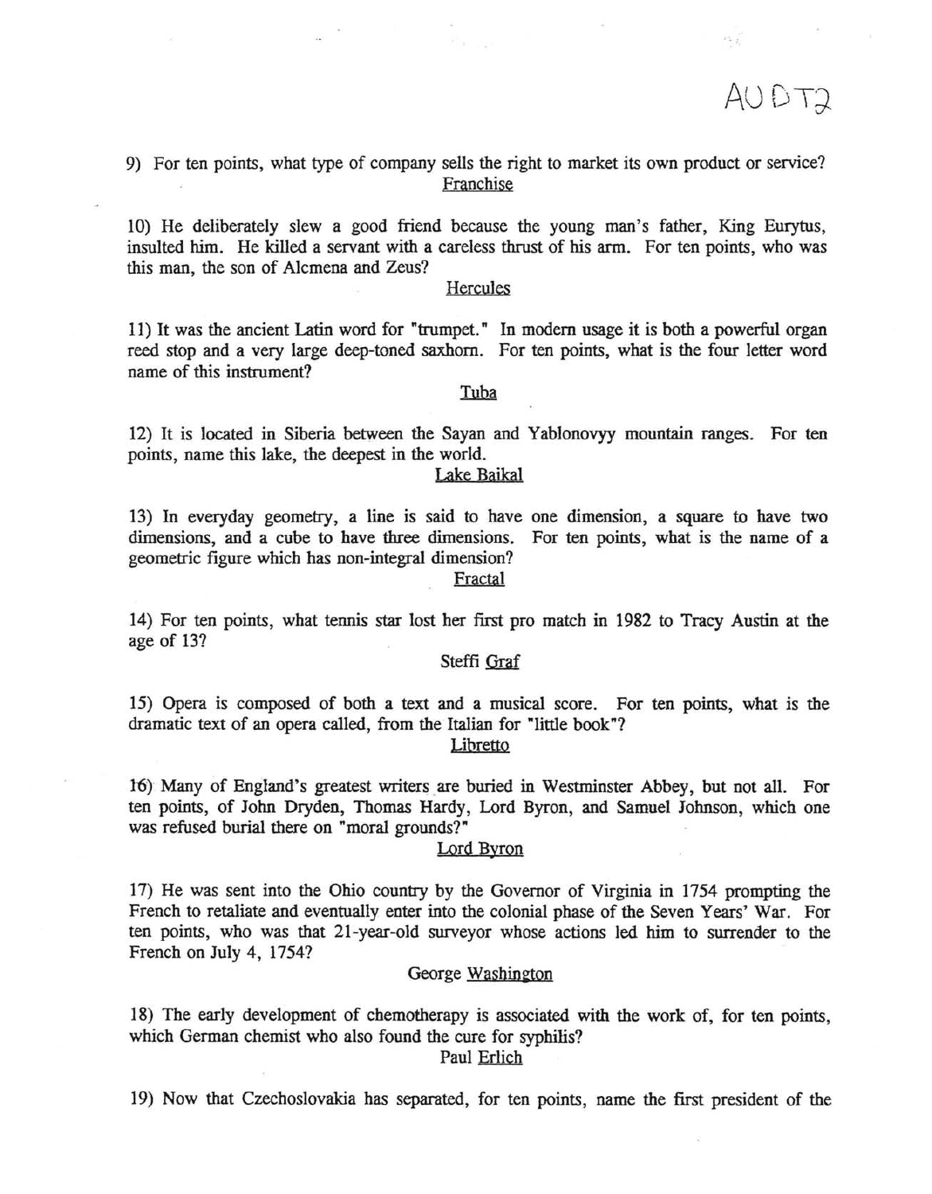AU DT2

9) For ten points, what type of company sells the right to market its own product or service?

Franchise

10) He deliberately slew a good friend because the young man's father, King Eurytus, insulted him. He killed a servant with a careless thrust of his arm. For ten points, who was this man, the son of Alcmena and Zeus?

Hercules

11) It was the ancient Latin word for "trumpet." In modern usage it is both a powerful organ reed stop and a very large deep-toned saxhorn. For ten points, what is the four letter word name of this instrument?

Tuba

12) It is located in Siberia between the Sayan and Yablonovyy mountain ranges. For ten points, name this lake, the deepest in the world.

Lake Baikal

13) In everyday geometry, a line is said to have one dimension, a square to have two dimensions, and a cube to have three dimensions. For ten points, what is the name of a geometric figure which has non-integral dimension?

Fractal

14) For ten points, what tennis star lost her first pro match in 1982 to Tracy Austin at the age of 13?

Steffi Graf

15) Opera is composed of both a text and a musical score. For ten points, what is the dramatic text of an opera called, from the Italian for "little book"?

Libretto

16) Many of England's greatest writers are buried in Westminster Abbey, but not all. For ten points, of John Dryden, Thomas Hardy, Lord Byron, and Samuel Johnson, which one was refused burial there on "moral grounds?"

Lord Byron

17) He was sent into the Ohio country by the Governor of Virginia in 1754 prompting the French to retaliate and eventually enter into the colonial phase of the Seven Years' War. For ten points, who was that 21-year-old surveyor whose actions led him to surrender to the French on July 4, 1754?

George Washington

18) The early development of chemotherapy is associated with the work of, for ten points, which German chemist who also found the cure for syphilis?

Paul Erlich

19) Now that Czechoslovakia has separated, for ten points, name the first president of the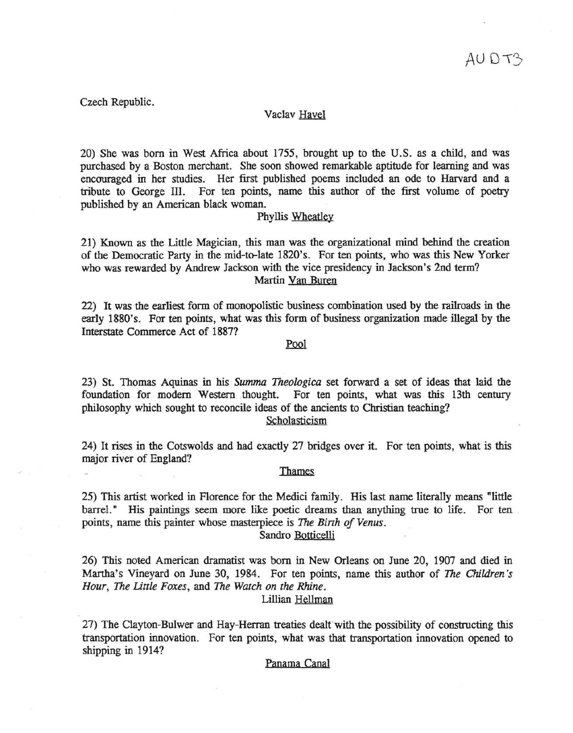Czech Republic.

Vaclav Havel

20) She was born in West Africa about 1755, brought up to the U.S. as a child, and was purchased by a Boston merchant. She soon showed remarkable aptitude for learning and was encouraged in her studies. Her first published poems included an ode to Harvard and a tribute to George III. For ten points, name this author of the first volume of poetry published by an American black woman.

Phyllis Wheatley

21) Known as the Little Magician, this man was the organizational mind behind the creation of the Democratic Party in the mid-to-late 1820's. For ten points, who was this New Yorker who was rewarded by Andrew Jackson with the vice presidency in Jackson's 2nd term?

Martin Van Buren

22) It was the earliest form of monopolistic business combination used by the railroads in the early 1880's. For ten points, what was this form of business organization made illegal by the Interstate Commerce Act of 1887?

Pool

23) St. Thomas Aquinas in his *Summa Theologica* set forward a set of ideas that laid the foundation for modern Western thought. For ten points, what was this 13th century philosophy which sought to reconcile ideas of the ancients to Christian teaching?

Scholasticism

24) It rises in the Cotswolds and had exactly 27 bridges over it. For ten points, what is this major river of England?

Thames

25) This artist worked in Florence for the Medici family. His last name literally means "little barrel." His paintings seem more like poetic dreams than anything true to life. For ten points, name this painter whose masterpiece is *The Birth of Venus*.

Sandro Botticelli

26) This noted American dramatist was born in New Orleans on June 20, 1907 and died in Martha's Vineyard on June 30, 1984. For ten points, name this author of *The Children's Hour*, *The Little Foxes*, and *The Watch on the Rhine*.

Lillian Hellman

27) The Clayton-Bulwer and Hay-Herran treaties dealt with the possibility of constructing this transportation innovation. For ten points, what was that transportation innovation opened to shipping in 1914?

Panama Canal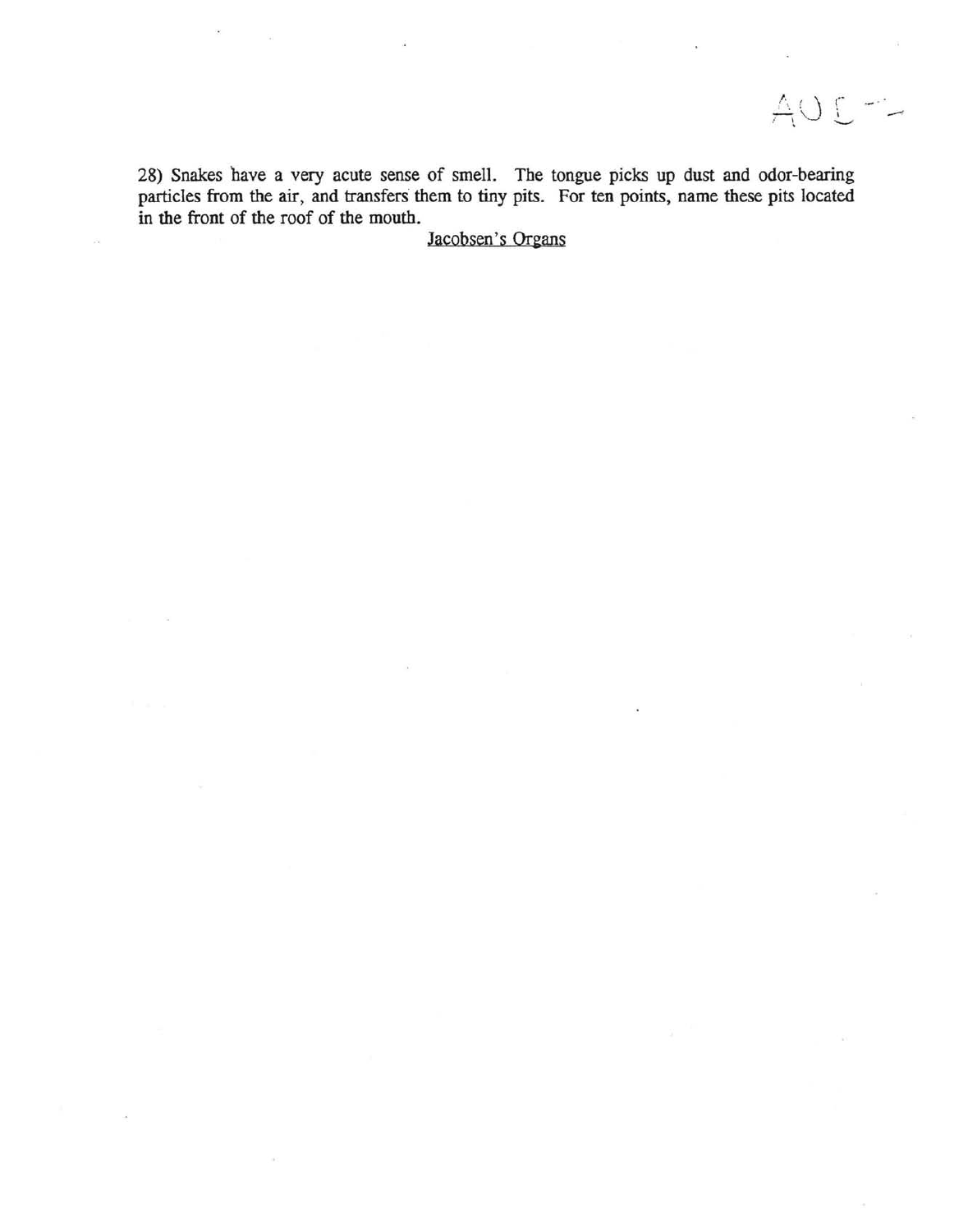28) Snakes have a very acute sense of smell. The tongue picks up dust and odor-bearing particles from the air, and transfers them to tiny pits. For ten points, name these pits located in the front of the roof of the mouth.

Jacobsen's Organs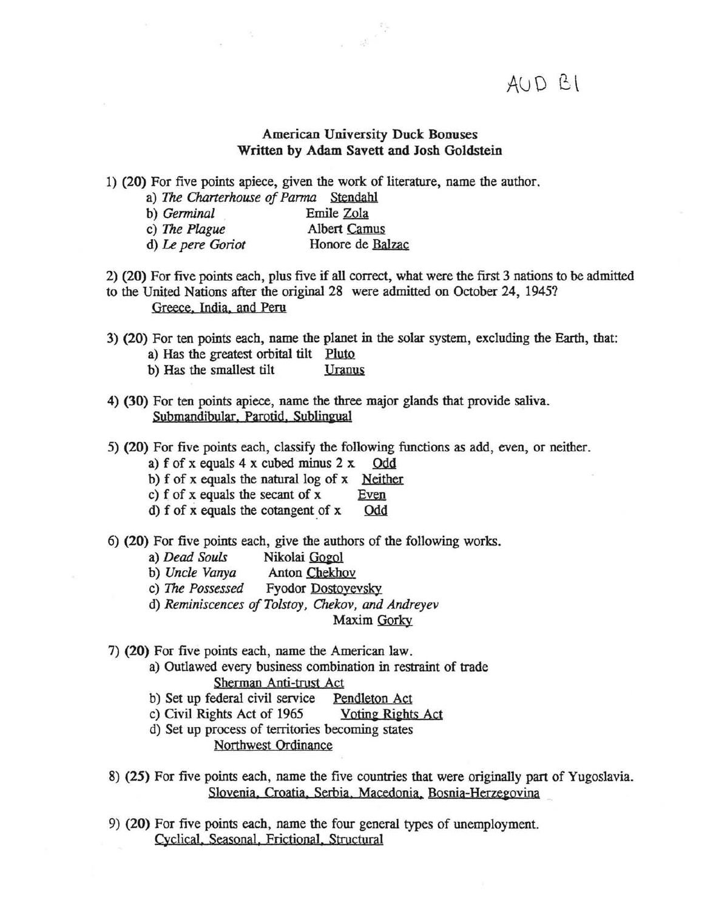AUD B1

**American University Duck Bonuses**
**Written by Adam Savett and Josh Goldstein**

1) **(20)** For five points apiece, given the work of literature, name the author.

a) *The Charterhouse of Parma* Stendahl
b) *Germinal* Emile Zola
c) *The Plague* Albert Camus
d) *Le pere Goriot* Honore de Balzac

2) **(20)** For five points each, plus five if all correct, what were the first 3 nations to be admitted to the United Nations after the original 28 were admitted on October 24, 1945?
Greece, India, and Peru

3) **(20)** For ten points each, name the planet in the solar system, excluding the Earth, that:

a) Has the greatest orbital tilt Pluto
b) Has the smallest tilt Uranus

4) **(30)** For ten points apiece, name the three major glands that provide saliva.
Submandibular, Parotid, Sublingual

5) **(20)** For five points each, classify the following functions as add, even, or neither.

a) f of x equals 4 x cubed minus 2 x Odd
b) f of x equals the natural log of x Neither
c) f of x equals the secant of x Even
d) f of x equals the cotangent of x Odd

6) **(20)** For five points each, give the authors of the following works.

a) *Dead Souls* Nikolai Gogol
b) *Uncle Vanya* Anton Chekhov
c) *The Possessed* Fyodor Dostoyevsky
d) *Reminiscences of Tolstoy, Chekov, and Andreyev*
Maxim Gorky

7) **(20)** For five points each, name the American law.

a) Outlawed every business combination in restraint of trade
Sherman Anti-trust Act
b) Set up federal civil service Pendleton Act
c) Civil Rights Act of 1965 Voting Rights Act
d) Set up process of territories becoming states
Northwest Ordinance

8) **(25)** For five points each, name the five countries that were originally part of Yugoslavia.
Slovenia, Croatia, Serbia, Macedonia, Bosnia-Herzegovina

9) **(20)** For five points each, name the four general types of unemployment.
Cyclical, Seasonal, Frictional, Structural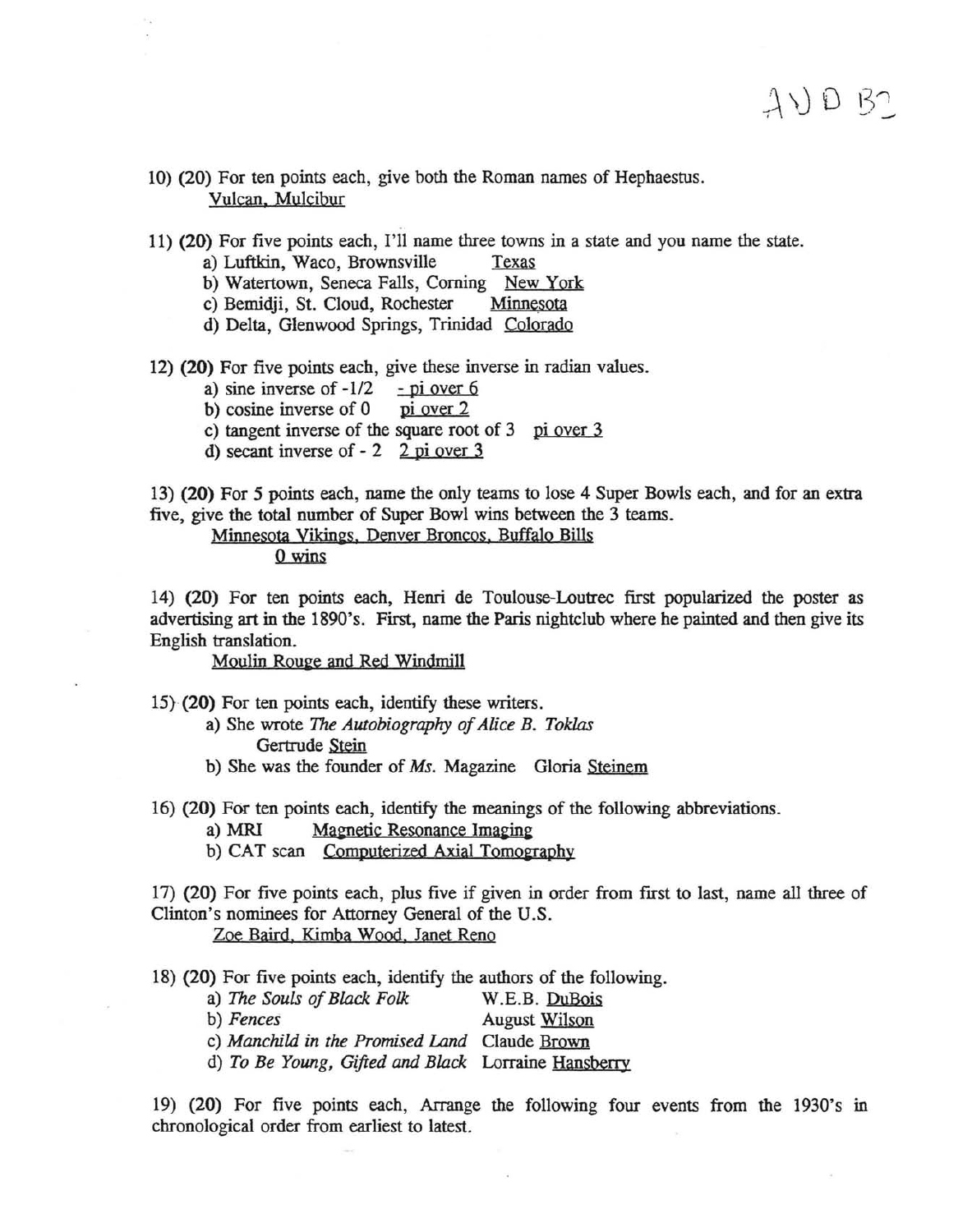10) (20) For ten points each, give both the Roman names of Hephaestus.
  Vulcan, Mulcibur

11) (20) For five points each, I'll name three towns in a state and you name the state.
  a) Luftkin, Waco, Brownsville  Texas
  b) Watertown, Seneca Falls, Corning  New York
  c) Bemidji, St. Cloud, Rochester  Minnesota
  d) Delta, Glenwood Springs, Trinidad  Colorado

12) (20) For five points each, give these inverse in radian values.
  a) sine inverse of -1/2  - pi over 6
  b) cosine inverse of 0  pi over 2
  c) tangent inverse of the square root of 3  pi over 3
  d) secant inverse of - 2  2 pi over 3

13) (20) For 5 points each, name the only teams to lose 4 Super Bowls each, and for an extra five, give the total number of Super Bowl wins between the 3 teams.
  Minnesota Vikings, Denver Broncos, Buffalo Bills
  0 wins

14) (20) For ten points each, Henri de Toulouse-Loutrec first popularized the poster as advertising art in the 1890's. First, name the Paris nightclub where he painted and then give its English translation.
  Moulin Rouge and Red Windmill

15) (20) For ten points each, identify these writers.
  a) She wrote *The Autobiography of Alice B. Toklas*
    Gertrude Stein
  b) She was the founder of *Ms.* Magazine  Gloria Steinem

16) (20) For ten points each, identify the meanings of the following abbreviations.
  a) MRI  Magnetic Resonance Imaging
  b) CAT scan  Computerized Axial Tomography

17) (20) For five points each, plus five if given in order from first to last, name all three of Clinton's nominees for Attorney General of the U.S.
  Zoe Baird, Kimba Wood, Janet Reno

18) (20) For five points each, identify the authors of the following.
  a) *The Souls of Black Folk*  W.E.B. DuBois
  b) *Fences*  August Wilson
  c) *Manchild in the Promised Land*  Claude Brown
  d) *To Be Young, Gifted and Black*  Lorraine Hansberry

19) (20) For five points each, Arrange the following four events from the 1930's in chronological order from earliest to latest.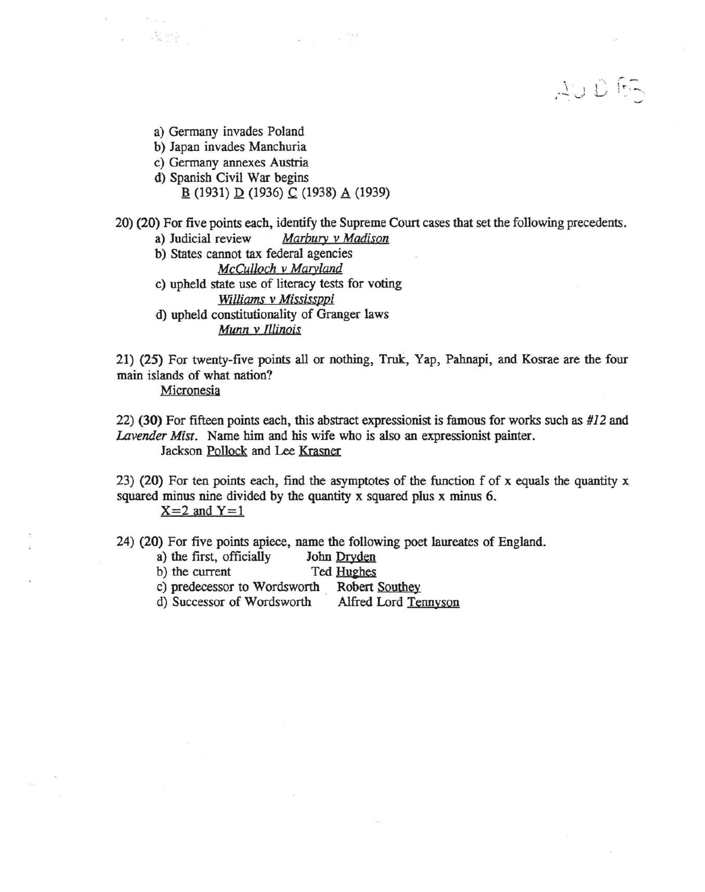a) Germany invades Poland
b) Japan invades Manchuria
c) Germany annexes Austria
d) Spanish Civil War begins
B (1931) D (1936) C (1938) A (1939)

20) **(20)** For five points each, identify the Supreme Court cases that set the following precedents.
a) Judicial review *Marbury v Madison*
b) States cannot tax federal agencies
*McCulloch v Maryland*
c) upheld state use of literacy tests for voting
*Williams v Mississppi*
d) upheld constitutionality of Granger laws
*Munn v Illinois*

21) **(25)** For twenty-five points all or nothing, Truk, Yap, Pahnapi, and Kosrae are the four main islands of what nation?
Micronesia

22) **(30)** For fifteen points each, this abstract expressionist is famous for works such as *#12* and *Lavender Mist*. Name him and his wife who is also an expressionist painter.
Jackson Pollock and Lee Krasner

23) **(20)** For ten points each, find the asymptotes of the function f of x equals the quantity x squared minus nine divided by the quantity x squared plus x minus 6.
$X=2$ and $Y=1$

24) **(20)** For five points apiece, name the following poet laureates of England.
a) the first, officially John Dryden
b) the current Ted Hughes
c) predecessor to Wordsworth Robert Southey
d) Successor of Wordsworth Alfred Lord Tennyson